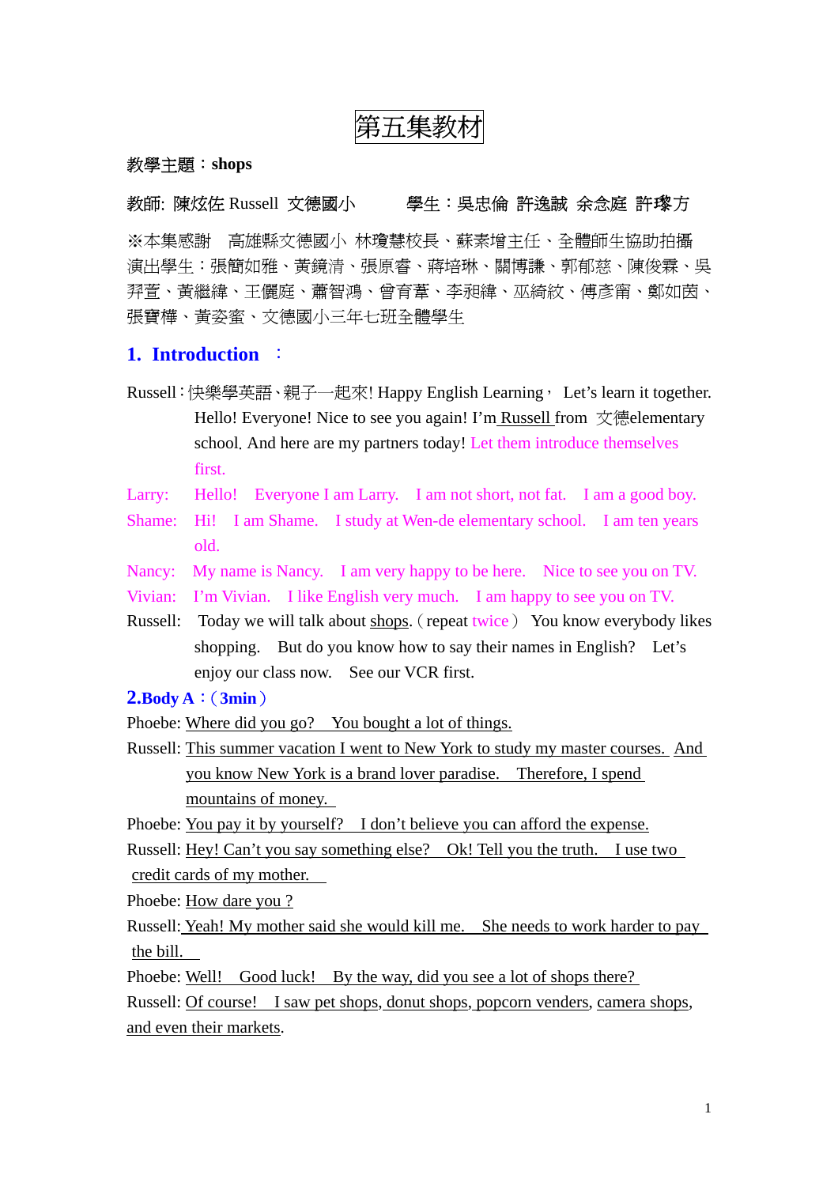# 第五集教材

**教學主題：shops**

教師: 陳炫佐 Russell 文德國小　　　學生：吳忠倫 許逸誠 余念庭 許璨方

※本集感謝　高雄縣文德國小 林瓊慧校長、蘇素增主任、全體師生協助拍攝
演出學生：張簡如雅、黃鏡清、張原睿、蔣培琳、關博謙、郭郁慈、陳俊霖、吳羿萱、黃繼緯、王儷庭、蕭智鴻、曾育葦、李昶緯、巫綺紋、傅彥甯、鄭如茵、張寶樺、黃姿蜜、文德國小三年七班全體學生

## 1. Introduction ：

Russell：快樂學英語、親子一起來! Happy English Learning， Let's learn it together. Hello! Everyone! Nice to see you again! I'm Russell from 文德elementary school. And here are my partners today! Let them introduce themselves first.

Larry: Hello! Everyone I am Larry. I am not short, not fat. I am a good boy.

Shame: Hi! I am Shame. I study at Wen-de elementary school. I am ten years old.

Nancy: My name is Nancy. I am very happy to be here. Nice to see you on TV.

Vivian: I'm Vivian. I like English very much. I am happy to see you on TV.

Russell: Today we will talk about shops.（repeat twice） You know everybody likes shopping. But do you know how to say their names in English? Let's enjoy our class now. See our VCR first.

## 2.Body A：（3min）

Phoebe: Where did you go? You bought a lot of things.

Russell: This summer vacation I went to New York to study my master courses. And you know New York is a brand lover paradise. Therefore, I spend mountains of money.

Phoebe: You pay it by yourself? I don't believe you can afford the expense.

Russell: Hey! Can't you say something else? Ok! Tell you the truth. I use two credit cards of my mother.

Phoebe: How dare you ?

Russell: Yeah! My mother said she would kill me. She needs to work harder to pay the bill.

Phoebe: Well! Good luck! By the way, did you see a lot of shops there?

Russell: Of course! I saw pet shops, donut shops, popcorn venders, camera shops, and even their markets.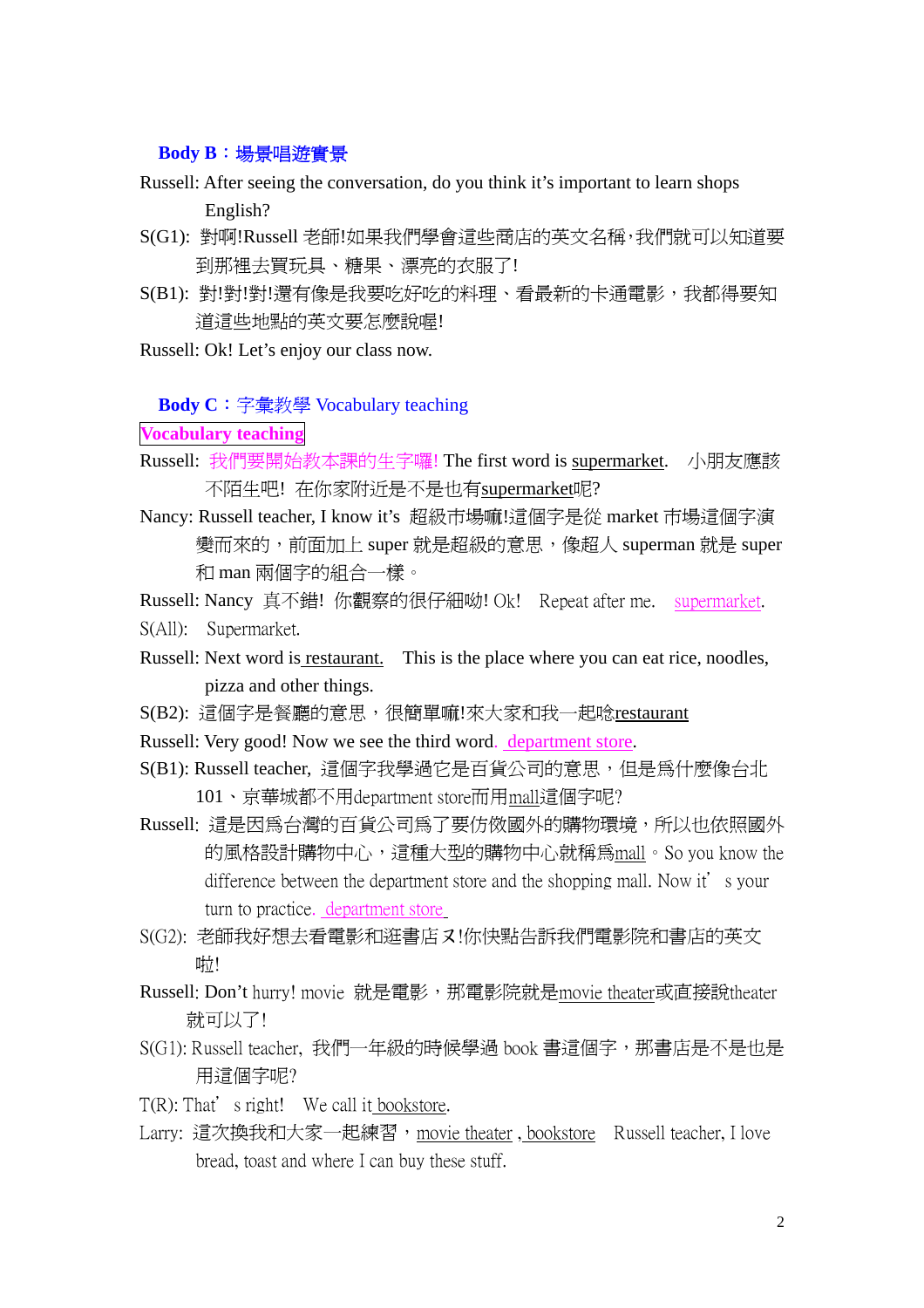**Body B：場景唱遊實景**

Russell: After seeing the conversation, do you think it's important to learn shops English?

S(G1): 對啊!Russell 老師!如果我們學會這些商店的英文名稱，我們就可以知道要到那裡去買玩具、糖果、漂亮的衣服了!

S(B1): 對!對!對!還有像是我要吃好吃的料理、看最新的卡通電影，我都得要知道這些地點的英文要怎麼說喔!

Russell: Ok! Let's enjoy our class now.

**Body C：字彙教學 Vocabulary teaching**

**Vocabulary teaching**

Russell: 我們要開始教本課的生字囉! The first word is supermarket. 小朋友應該不陌生吧! 在你家附近是不是也有supermarket呢?

Nancy: Russell teacher, I know it's 超級市場嘛!這個字是從 market 市場這個字演變而來的，前面加上 super 就是超級的意思，像超人 superman 就是 super 和 man 兩個字的組合一樣。

Russell: Nancy 真不錯! 你觀察的很仔細呦! Ok! Repeat after me. supermarket.

S(All): Supermarket.

Russell: Next word is restaurant. This is the place where you can eat rice, noodles, pizza and other things.

S(B2): 這個字是餐廳的意思，很簡單嘛!來大家和我一起唸restaurant

Russell: Very good! Now we see the third word. department store.

S(B1): Russell teacher, 這個字我學過它是百貨公司的意思，但是為什麼像台北 101、京華城都不用department store而用mall這個字呢?

Russell: 這是因為台灣的百貨公司為了要仿傚國外的購物環境，所以也依照國外的風格設計購物中心，這種大型的購物中心就稱為mall。So you know the difference between the department store and the shopping mall. Now it's your turn to practice. department store

S(G2): 老師我好想去看電影和逛書店ㄡ!你快點告訴我們電影院和書店的英文啦!

Russell: Don't hurry! movie 就是電影，那電影院就是movie theater或直接說theater 就可以了!

S(G1): Russell teacher, 我們一年級的時候學過 book 書這個字，那書店是不是也是用這個字呢?

T(R): That's right! We call it bookstore.

Larry: 這次換我和大家一起練習，movie theater , bookstore Russell teacher, I love bread, toast and where I can buy these stuff.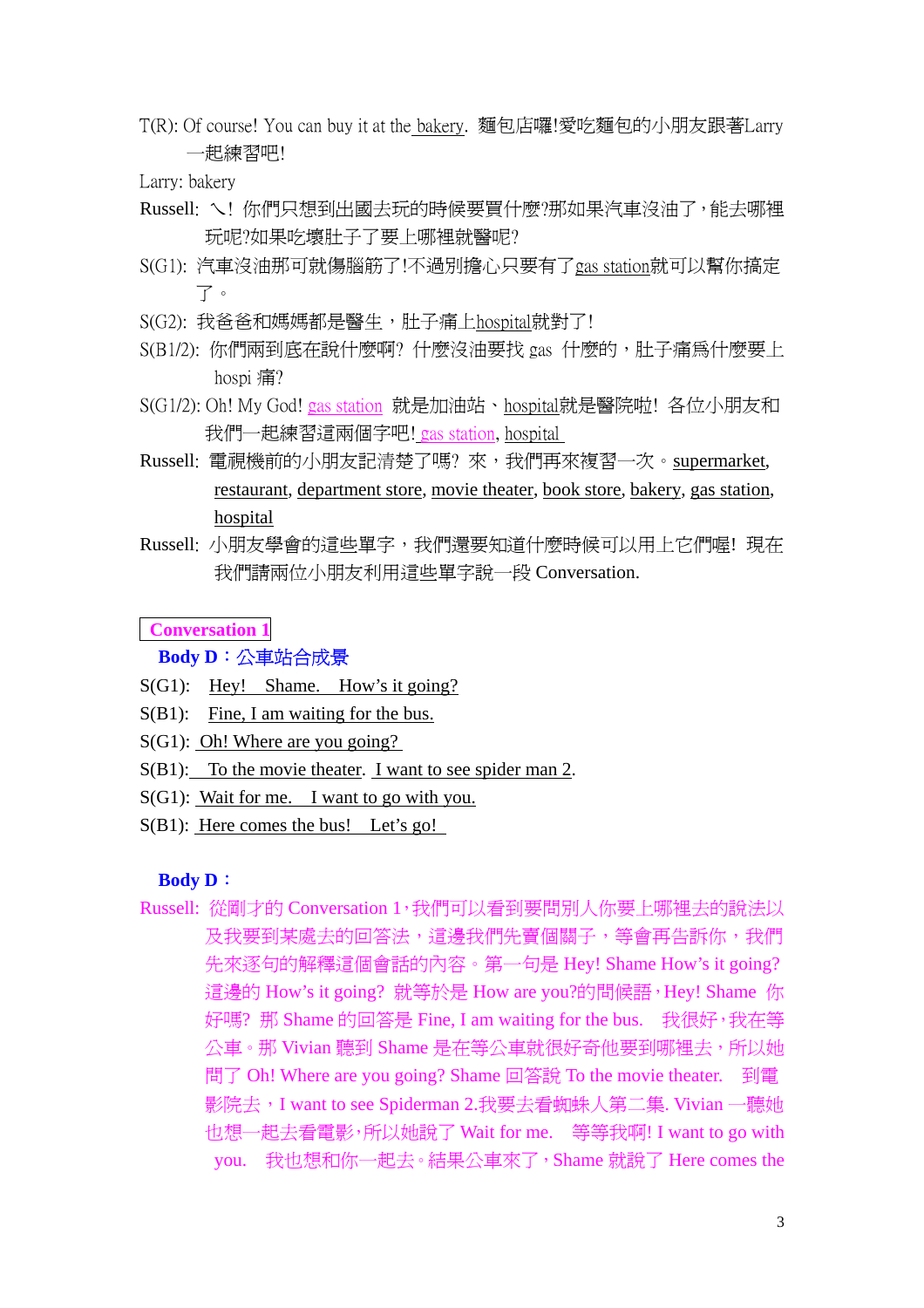T(R): Of course! You can buy it at the bakery. 麵包店囉!愛吃麵包的小朋友跟著Larry一起練習吧!

Larry: bakery

Russell: ㄟ! 你們只想到出國去玩的時候要買什麼?那如果汽車沒油了，能去哪裡玩呢?如果吃壞肚子了要上哪裡就醫呢?

S(G1): 汽車沒油那可就傷腦筋了!不過別擔心只要有了gas station就可以幫你搞定了。

S(G2): 我爸爸和媽媽都是醫生，肚子痛上hospital就對了!

S(B1/2): 你們兩到底在說什麼啊? 什麼沒油要找 gas 什麼的，肚子痛為什麼要上 hospi 痛?

S(G1/2): Oh! My God! gas station 就是加油站、hospital就是醫院啦! 各位小朋友和我們一起練習這兩個字吧! gas station, hospital

Russell: 電視機前的小朋友記清楚了嗎? 來，我們再來複習一次。supermarket, restaurant, department store, movie theater, book store, bakery, gas station, hospital

Russell: 小朋友學會的這些單字，我們還要知道什麼時候可以用上它們喔! 現在我們請兩位小朋友利用這些單字說一段 Conversation.

**Conversation 1**

**Body D：公車站合成景**

S(G1): Hey! Shame. How's it going?

S(B1): Fine, I am waiting for the bus.

S(G1): Oh! Where are you going?

S(B1): To the movie theater. I want to see spider man 2.

S(G1): Wait for me. I want to go with you.

S(B1): Here comes the bus! Let's go!

**Body D：**

Russell: 從剛才的 Conversation 1，我們可以看到要問別人你要上哪裡去的說法以及我要到某處去的回答法，這邊我們先賣個關子，等會再告訴你，我們先來逐句的解釋這個會話的內容。第一句是 Hey! Shame How's it going? 這邊的 How's it going? 就等於是 How are you?的問候語，Hey! Shame 你好嗎? 那 Shame 的回答是 Fine, I am waiting for the bus. 我很好，我在等公車。那 Vivian 聽到 Shame 是在等公車就很好奇他要到哪裡去，所以她問了 Oh! Where are you going? Shame 回答說 To the movie theater. 到電影院去，I want to see Spiderman 2.我要去看蜘蛛人第二集. Vivian 一聽她也想一起去看電影，所以她說了 Wait for me. 等等我啊! I want to go with you. 我也想和你一起去。結果公車來了，Shame 就說了 Here comes the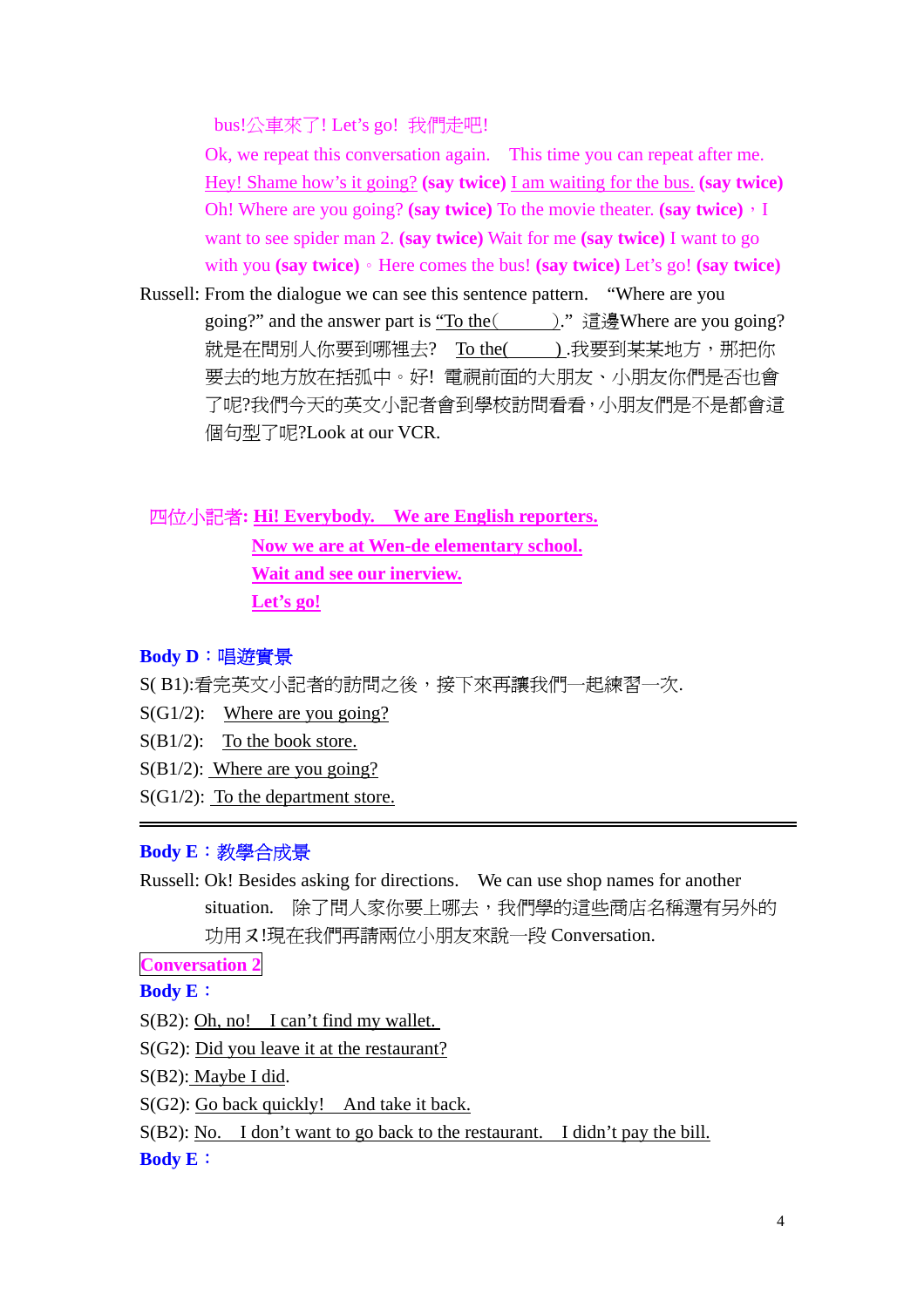bus!公車來了! Let's go! 我們走吧!

Ok, we repeat this conversation again. This time you can repeat after me. Hey! Shame how's it going? **(say twice)** I am waiting for the bus. **(say twice)** Oh! Where are you going? **(say twice)** To the movie theater. **(say twice)**，I want to see spider man 2. **(say twice)** Wait for me **(say twice)** I want to go with you **(say twice)**。Here comes the bus! **(say twice)** Let's go! **(say twice)**

Russell: From the dialogue we can see this sentence pattern. "Where are you going?" and the answer part is "To the( )." 這邊Where are you going?就是在問別人你要到哪裡去? To the( ).我要到某某地方，那把你要去的地方放在括弧中。好! 電視前面的大朋友、小朋友你們是否也會了呢?我們今天的英文小記者會到學校訪問看看，小朋友們是不是都會這個句型了呢?Look at our VCR.

四位小記者: **Hi! Everybody. We are English reporters.**
**Now we are at Wen-de elementary school.**
**Wait and see our inerview.**
**Let's go!**

**Body D：唱遊實景**

S( B1):看完英文小記者的訪問之後，接下來再讓我們一起練習一次.

S(G1/2): Where are you going?

S(B1/2): To the book store.

S(B1/2): Where are you going?

S(G1/2): To the department store.

---

**Body E：教學合成景**

Russell: Ok! Besides asking for directions. We can use shop names for another situation. 除了問人家你要上哪去，我們學的這些商店名稱還有另外的功用ㄡ!現在我們再請兩位小朋友來說一段 Conversation.

**Conversation 2**

**Body E：**

S(B2): Oh, no! I can't find my wallet.

S(G2): Did you leave it at the restaurant?

S(B2): Maybe I did.

S(G2): Go back quickly! And take it back.

S(B2): No. I don't want to go back to the restaurant. I didn't pay the bill.

**Body E：**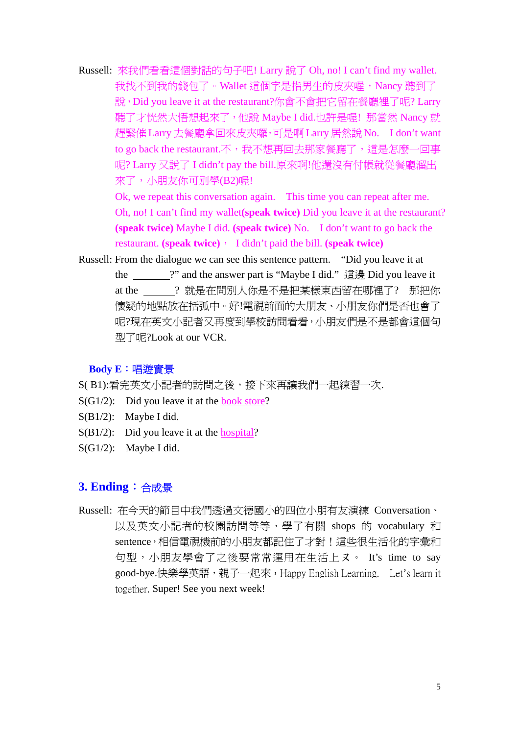Russell: 來我們看看這個對話的句子吧! Larry 說了 Oh, no! I can't find my wallet. 我找不到我的錢包了。Wallet 這個字是指男生的皮夾喔，Nancy 聽到了說，Did you leave it at the restaurant?你會不會把它留在餐廳裡了呢? Larry 聽了才恍然大悟想起來了，他說 Maybe I did.也許是喔! 那當然 Nancy 就趕緊催 Larry 去餐廳拿回來皮夾囉，可是啊 Larry 居然說 No. I don't want to go back the restaurant.不，我不想再回去那家餐廳了，這是怎麼一回事呢? Larry 又說了 I didn't pay the bill.原來啊!他還沒有付帳就從餐廳溜出來了，小朋友你可別學(B2)喔!

Ok, we repeat this conversation again. This time you can repeat after me. Oh, no! I can't find my wallet**(speak twice)** Did you leave it at the restaurant? **(speak twice)** Maybe I did. **(speak twice)** No. I don't want to go back the restaurant. **(speak twice)**， I didn't paid the bill. **(speak twice)**

Russell: From the dialogue we can see this sentence pattern. "Did you leave it at the _______?" and the answer part is "Maybe I did." 這邊 Did you leave it at the ______? 就是在問別人你是不是把某樣東西留在哪裡了? 那把你懷疑的地點放在括弧中。好!電視前面的大朋友、小朋友你們是否也會了呢?現在英文小記者又再度到學校訪問看看，小朋友們是不是都會這個句型了呢?Look at our VCR.

### Body E：唱遊實景

S( B1):看完英文小記者的訪問之後，接下來再讓我們一起練習一次.

S(G1/2): Did you leave it at the book store?

S(B1/2): Maybe I did.

S(B1/2): Did you leave it at the hospital?

S(G1/2): Maybe I did.

## 3. Ending：合成景

Russell: 在今天的節目中我們透過文德國小的四位小朋有友演練 Conversation、以及英文小記者的校園訪問等等，學了有關 shops 的 vocabulary 和 sentence，相信電視機前的小朋友都記住了才對！這些很生活化的字彙和句型，小朋友學會了之後要常常運用在生活上ㄡ。 It's time to say good-bye.快樂學英語，親子一起來，Happy English Learning. Let's learn it together. Super! See you next week!